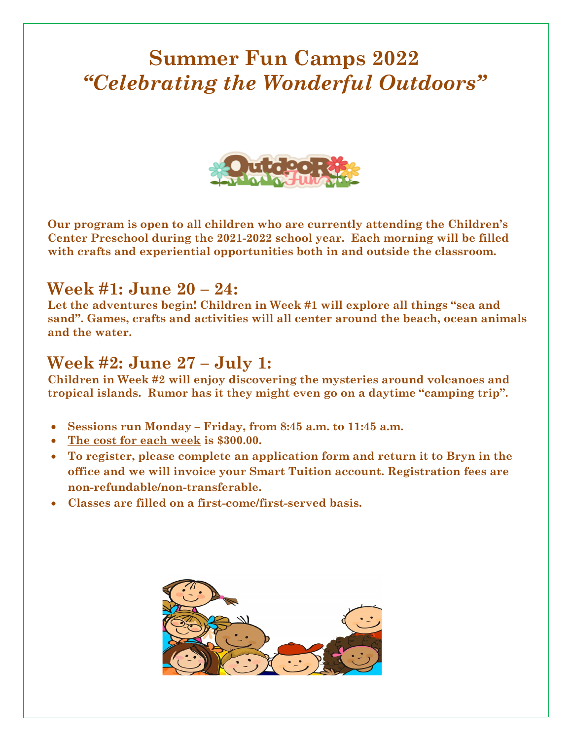# Summer Fun Camps 2022
## *"Celebrating the Wonderful Outdoors"*

**Our program is open to all children who are currently attending the Children's Center Preschool during the 2021-2022 school year. Each morning will be filled with crafts and experiential opportunities both in and outside the classroom.**

## Week #1: June 20 – 24:

**Let the adventures begin! Children in Week #1 will explore all things "sea and sand". Games, crafts and activities will all center around the beach, ocean animals and the water.**

## Week #2: June 27 – July 1:

**Children in Week #2 will enjoy discovering the mysteries around volcanoes and tropical islands. Rumor has it they might even go on a daytime "camping trip".**

- **Sessions run Monday – Friday, from 8:45 a.m. to 11:45 a.m.**
- **The cost for each week is $300.00.**
- **To register, please complete an application form and return it to Bryn in the office and we will invoice your Smart Tuition account. Registration fees are non-refundable/non-transferable.**
- **Classes are filled on a first-come/first-served basis.**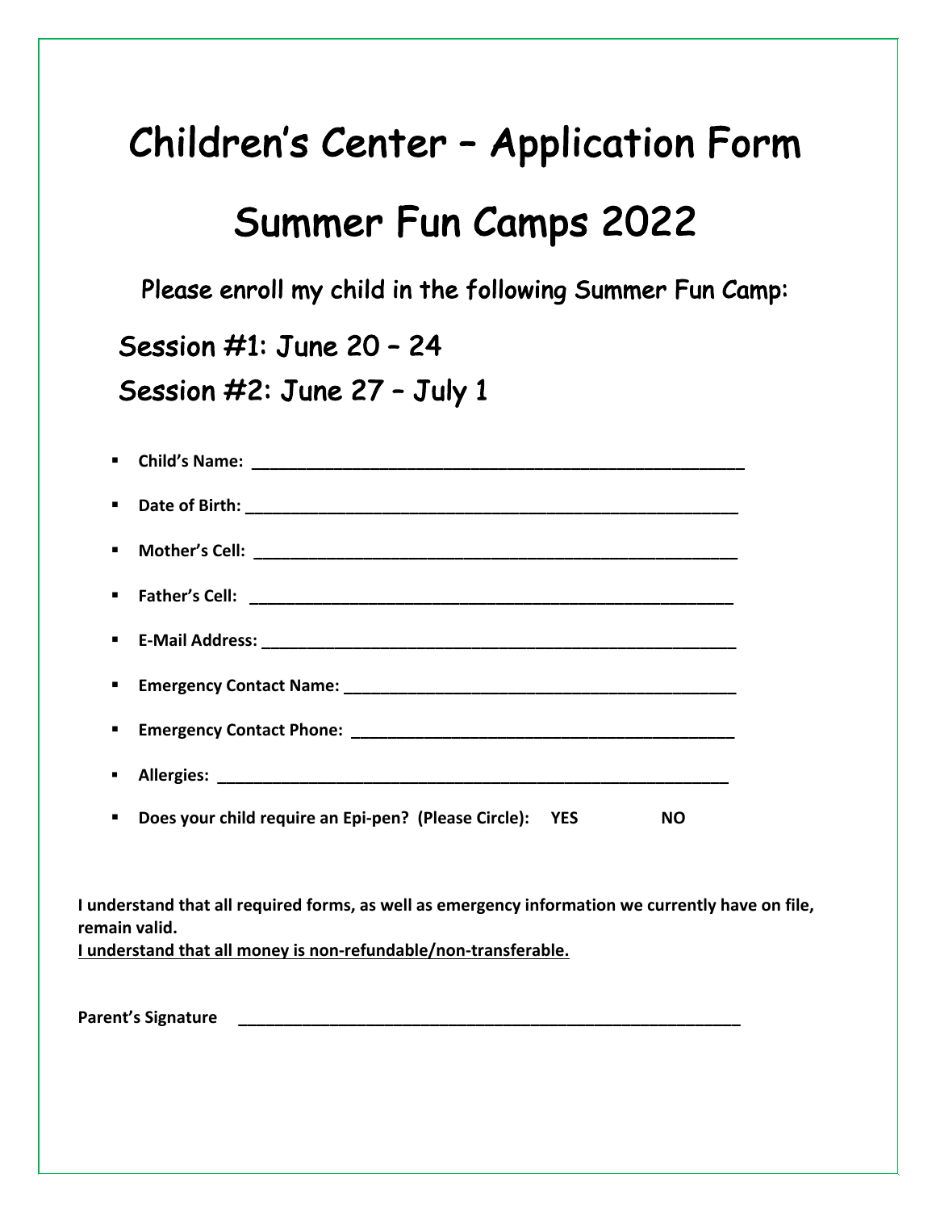# Children's Center – Application Form

# Summer Fun Camps 2022

Please enroll my child in the following Summer Fun Camp:

Session #1: June 20 – 24

Session #2: June 27 – July 1

- **Child's Name: _______________________________________________________**
- **Date of Birth: _______________________________________________________**
- **Mother's Cell: ______________________________________________________**
- **Father's Cell: ______________________________________________________**
- **E-Mail Address: _____________________________________________________**
- **Emergency Contact Name: ____________________________________________**
- **Emergency Contact Phone: ____________________________________________**
- **Allergies: _________________________________________________________**
- **Does your child require an Epi-pen? (Please Circle): YES NO**

**I understand that all required forms, as well as emergency information we currently have on file, remain valid.**

**<u>I understand that all money is non-refundable/non-transferable.</u>**

**Parent's Signature** _________________________________________________________